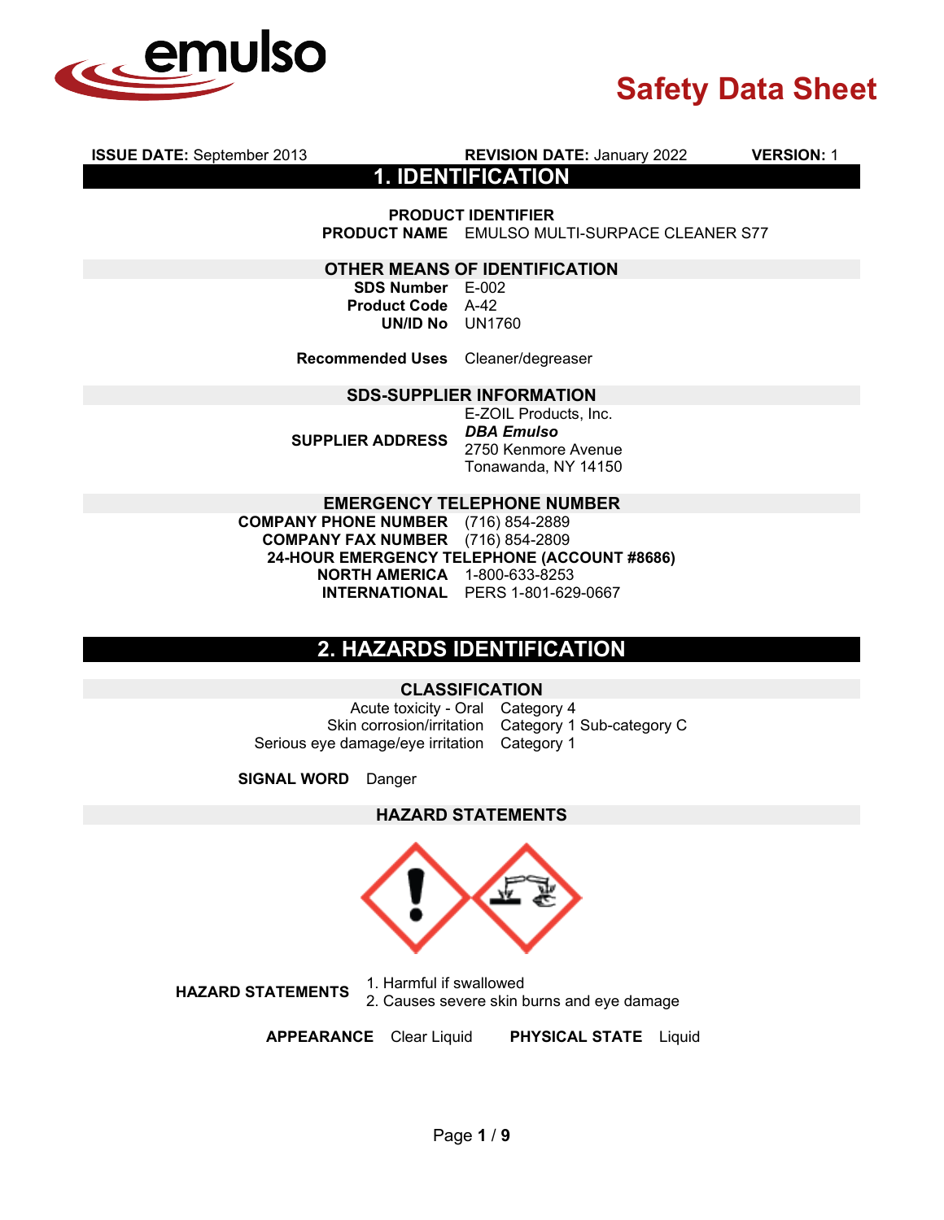# Safety Data Sheet

**ISSUE DATE:** September 2013 **REVISION DATE:** January 2022 **VERSION:** 1

## 1. IDENTIFICATION

### PRODUCT IDENTIFIER

**PRODUCT NAME** EMULSO MULTI-SURPACE CLEANER S77

### OTHER MEANS OF IDENTIFICATION

**SDS Number** E-002
**Product Code** A-42
**UN/ID No** UN1760

**Recommended Uses** Cleaner/degreaser

### SDS-SUPPLIER INFORMATION

**SUPPLIER ADDRESS**
E-ZOIL Products, Inc.
***DBA Emulso***
2750 Kenmore Avenue
Tonawanda, NY 14150

### EMERGENCY TELEPHONE NUMBER

**COMPANY PHONE NUMBER** (716) 854-2889
**COMPANY FAX NUMBER** (716) 854-2809
**24-HOUR EMERGENCY TELEPHONE (ACCOUNT #8686)**
**NORTH AMERICA** 1-800-633-8253
**INTERNATIONAL** PERS 1-801-629-0667

## 2. HAZARDS IDENTIFICATION

### CLASSIFICATION

| | |
|---|---|
| Acute toxicity - Oral | Category 4 |
| Skin corrosion/irritation | Category 1 Sub-category C |
| Serious eye damage/eye irritation | Category 1 |

**SIGNAL WORD** Danger

### HAZARD STATEMENTS

**HAZARD STATEMENTS**
1. Harmful if swallowed
2. Causes severe skin burns and eye damage

**APPEARANCE** Clear Liquid **PHYSICAL STATE** Liquid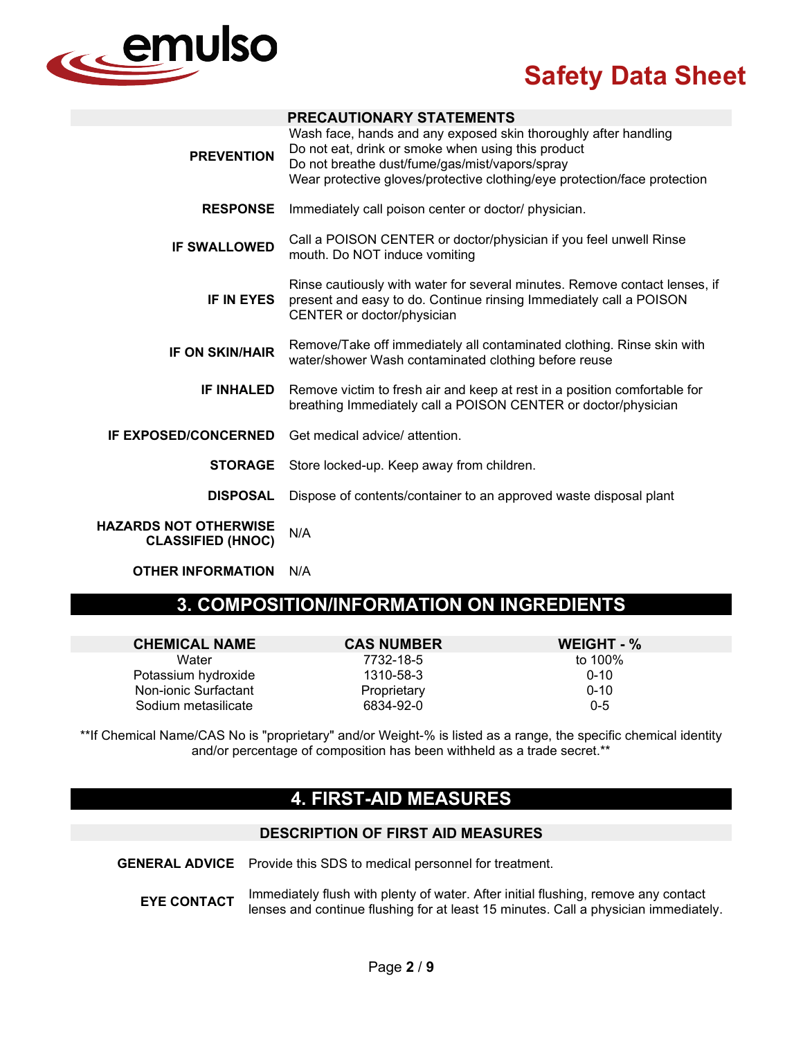### PRECAUTIONARY STATEMENTS

**PREVENTION**
Wash face, hands and any exposed skin thoroughly after handling
Do not eat, drink or smoke when using this product
Do not breathe dust/fume/gas/mist/vapors/spray
Wear protective gloves/protective clothing/eye protection/face protection

**RESPONSE** Immediately call poison center or doctor/ physician.

**IF SWALLOWED** Call a POISON CENTER or doctor/physician if you feel unwell Rinse mouth. Do NOT induce vomiting

**IF IN EYES** Rinse cautiously with water for several minutes. Remove contact lenses, if present and easy to do. Continue rinsing Immediately call a POISON CENTER or doctor/physician

**IF ON SKIN/HAIR** Remove/Take off immediately all contaminated clothing. Rinse skin with water/shower Wash contaminated clothing before reuse

**IF INHALED** Remove victim to fresh air and keep at rest in a position comfortable for breathing Immediately call a POISON CENTER or doctor/physician

**IF EXPOSED/CONCERNED** Get medical advice/ attention.

**STORAGE** Store locked-up. Keep away from children.

**DISPOSAL** Dispose of contents/container to an approved waste disposal plant

**HAZARDS NOT OTHERWISE CLASSIFIED (HNOC)** N/A

**OTHER INFORMATION** N/A

## 3. COMPOSITION/INFORMATION ON INGREDIENTS

| CHEMICAL NAME | CAS NUMBER | WEIGHT - % |
|---|---|---|
| Water | 7732-18-5 | to 100% |
| Potassium hydroxide | 1310-58-3 | 0-10 |
| Non-ionic Surfactant | Proprietary | 0-10 |
| Sodium metasilicate | 6834-92-0 | 0-5 |

**If Chemical Name/CAS No is "proprietary" and/or Weight-% is listed as a range, the specific chemical identity and/or percentage of composition has been withheld as a trade secret.**

## 4. FIRST-AID MEASURES

### DESCRIPTION OF FIRST AID MEASURES

**GENERAL ADVICE** Provide this SDS to medical personnel for treatment.

**EYE CONTACT** Immediately flush with plenty of water. After initial flushing, remove any contact lenses and continue flushing for at least 15 minutes. Call a physician immediately.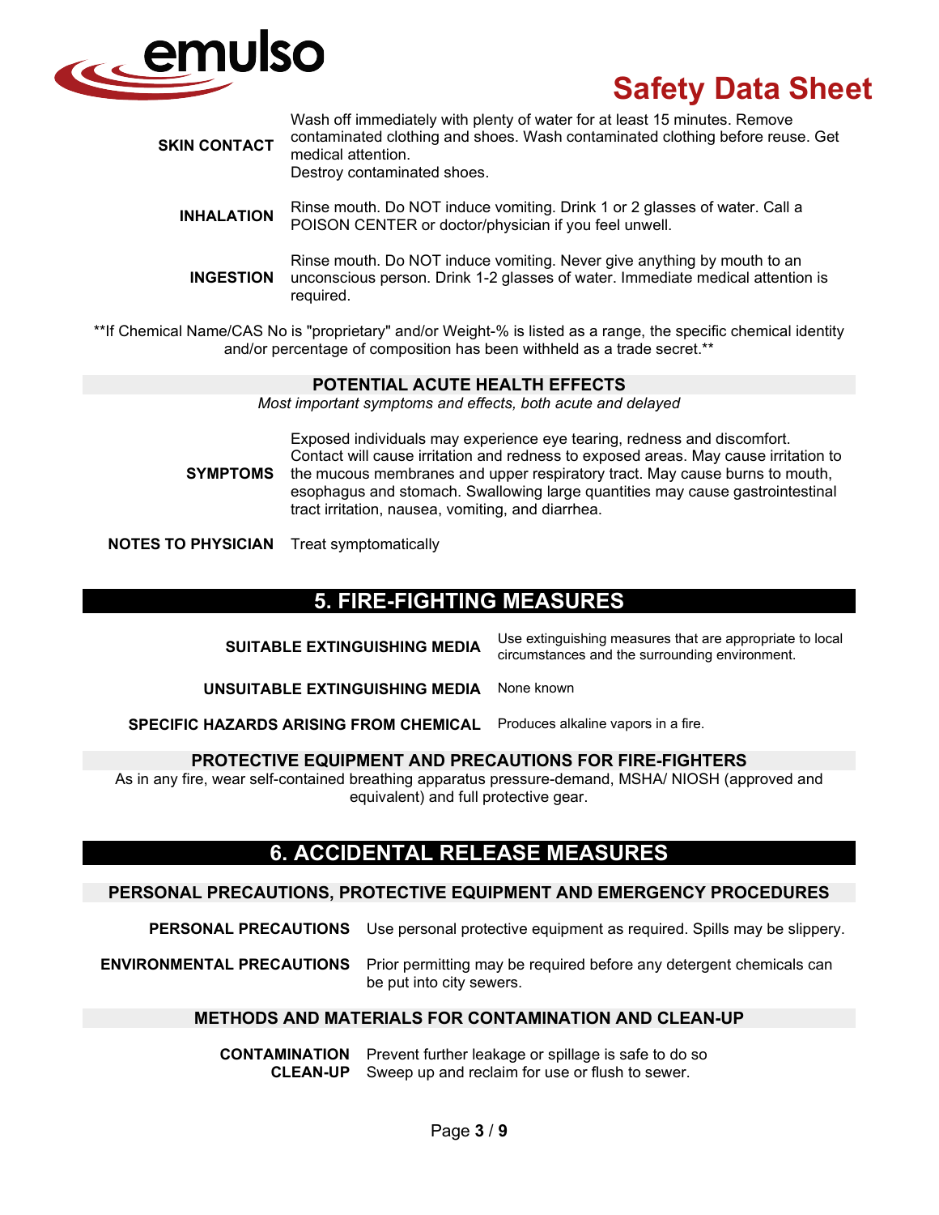**SKIN CONTACT** Wash off immediately with plenty of water for at least 15 minutes. Remove contaminated clothing and shoes. Wash contaminated clothing before reuse. Get medical attention.
Destroy contaminated shoes.

**INHALATION** Rinse mouth. Do NOT induce vomiting. Drink 1 or 2 glasses of water. Call a POISON CENTER or doctor/physician if you feel unwell.

**INGESTION** Rinse mouth. Do NOT induce vomiting. Never give anything by mouth to an unconscious person. Drink 1-2 glasses of water. Immediate medical attention is required.

**If Chemical Name/CAS No is "proprietary" and/or Weight-% is listed as a range, the specific chemical identity and/or percentage of composition has been withheld as a trade secret.**

### POTENTIAL ACUTE HEALTH EFFECTS

*Most important symptoms and effects, both acute and delayed*

**SYMPTOMS** Exposed individuals may experience eye tearing, redness and discomfort. Contact will cause irritation and redness to exposed areas. May cause irritation to the mucous membranes and upper respiratory tract. May cause burns to mouth, esophagus and stomach. Swallowing large quantities may cause gastrointestinal tract irritation, nausea, vomiting, and diarrhea.

**NOTES TO PHYSICIAN** Treat symptomatically

## 5. FIRE-FIGHTING MEASURES

**SUITABLE EXTINGUISHING MEDIA** Use extinguishing measures that are appropriate to local circumstances and the surrounding environment.

**UNSUITABLE EXTINGUISHING MEDIA** None known

**SPECIFIC HAZARDS ARISING FROM CHEMICAL** Produces alkaline vapors in a fire.

### PROTECTIVE EQUIPMENT AND PRECAUTIONS FOR FIRE-FIGHTERS

As in any fire, wear self-contained breathing apparatus pressure-demand, MSHA/ NIOSH (approved and equivalent) and full protective gear.

## 6. ACCIDENTAL RELEASE MEASURES

### PERSONAL PRECAUTIONS, PROTECTIVE EQUIPMENT AND EMERGENCY PROCEDURES

**PERSONAL PRECAUTIONS** Use personal protective equipment as required. Spills may be slippery.

**ENVIRONMENTAL PRECAUTIONS** Prior permitting may be required before any detergent chemicals can be put into city sewers.

### METHODS AND MATERIALS FOR CONTAMINATION AND CLEAN-UP

**CONTAMINATION** Prevent further leakage or spillage is safe to do so

**CLEAN-UP** Sweep up and reclaim for use or flush to sewer.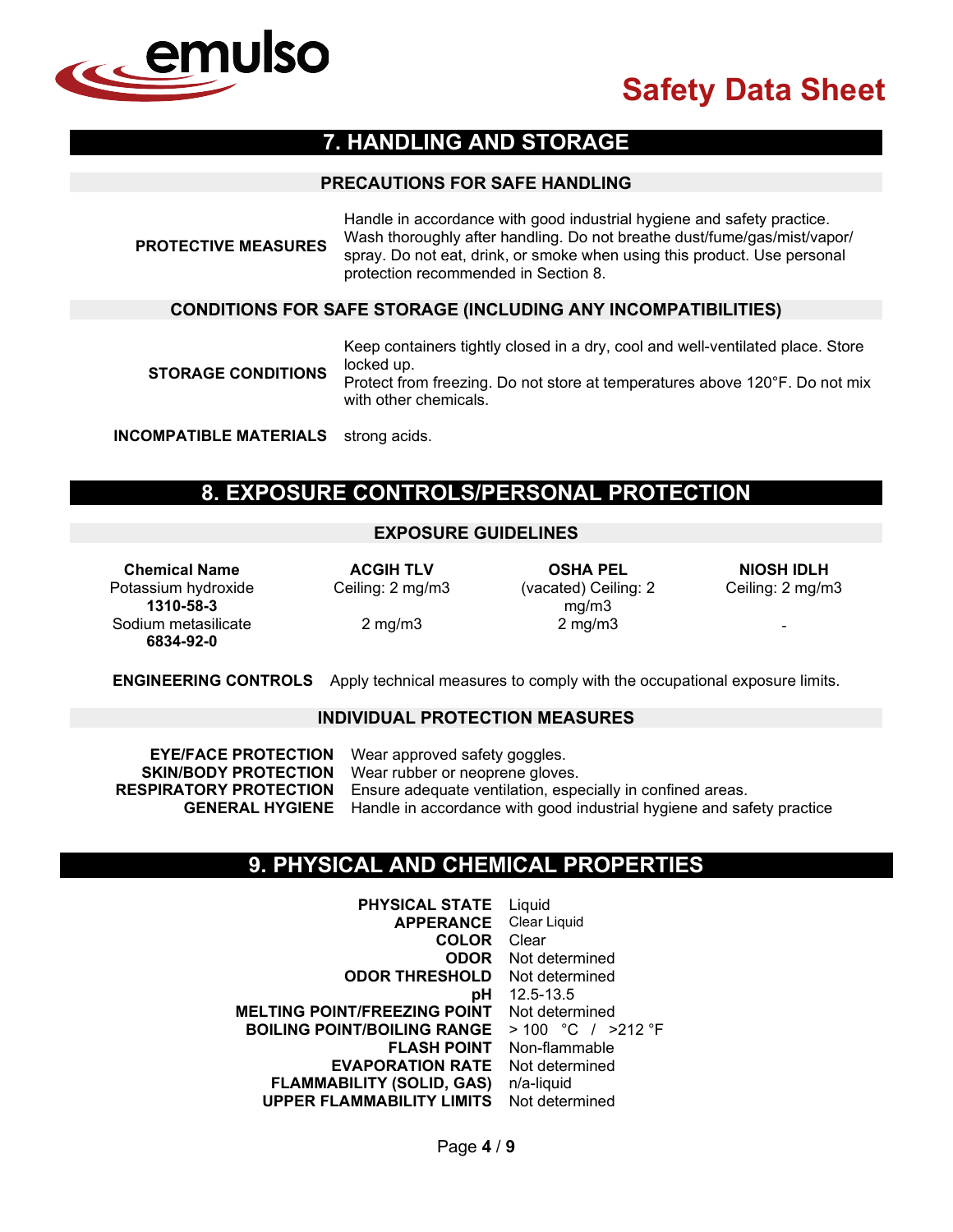## 7. HANDLING AND STORAGE

### PRECAUTIONS FOR SAFE HANDLING

**PROTECTIVE MEASURES** Handle in accordance with good industrial hygiene and safety practice. Wash thoroughly after handling. Do not breathe dust/fume/gas/mist/vapor/ spray. Do not eat, drink, or smoke when using this product. Use personal protection recommended in Section 8.

### CONDITIONS FOR SAFE STORAGE (INCLUDING ANY INCOMPATIBILITIES)

**STORAGE CONDITIONS** Keep containers tightly closed in a dry, cool and well-ventilated place. Store locked up.
Protect from freezing. Do not store at temperatures above 120°F. Do not mix with other chemicals.

**INCOMPATIBLE MATERIALS** strong acids.

## 8. EXPOSURE CONTROLS/PERSONAL PROTECTION

### EXPOSURE GUIDELINES

| Chemical Name | ACGIH TLV | OSHA PEL | NIOSH IDLH |
|---|---|---|---|
| Potassium hydroxide **1310-58-3** | Ceiling: 2 mg/m3 | (vacated) Ceiling: 2 mg/m3 | Ceiling: 2 mg/m3 |
| Sodium metasilicate **6834-92-0** | 2 mg/m3 | 2 mg/m3 | - |

**ENGINEERING CONTROLS** Apply technical measures to comply with the occupational exposure limits.

### INDIVIDUAL PROTECTION MEASURES

**EYE/FACE PROTECTION** Wear approved safety goggles.
**SKIN/BODY PROTECTION** Wear rubber or neoprene gloves.
**RESPIRATORY PROTECTION** Ensure adequate ventilation, especially in confined areas.
**GENERAL HYGIENE** Handle in accordance with good industrial hygiene and safety practice

## 9. PHYSICAL AND CHEMICAL PROPERTIES

**PHYSICAL STATE** Liquid
**APPERANCE** Clear Liquid
**COLOR** Clear
**ODOR** Not determined
**ODOR THRESHOLD** Not determined
**pH** 12.5-13.5
**MELTING POINT/FREEZING POINT** Not determined
**BOILING POINT/BOILING RANGE** > 100 °C / >212 °F
**FLASH POINT** Non-flammable
**EVAPORATION RATE** Not determined
**FLAMMABILITY (SOLID, GAS)** n/a-liquid
**UPPER FLAMMABILITY LIMITS** Not determined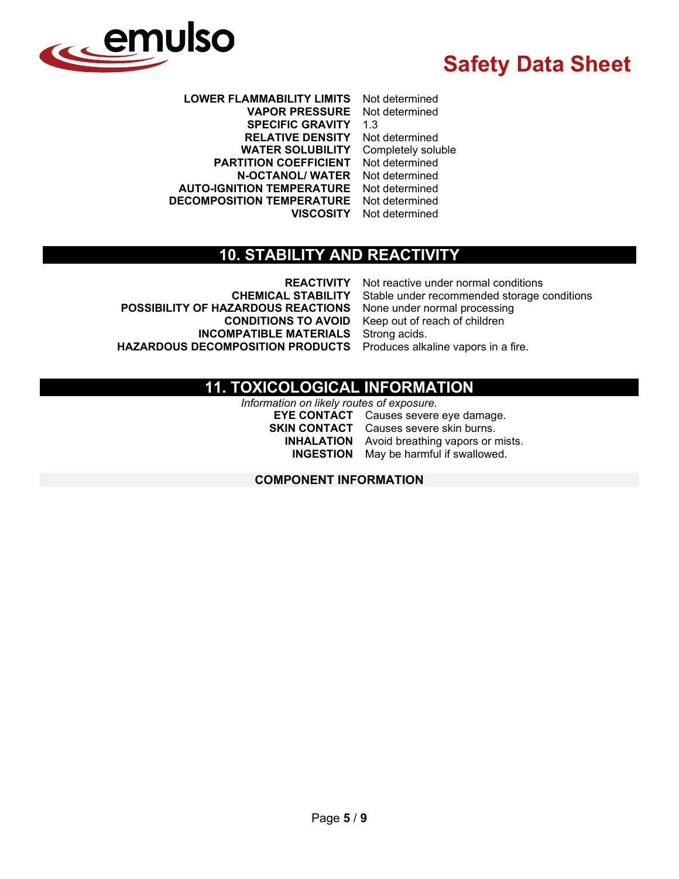| | |
|---|---|
| **LOWER FLAMMABILITY LIMITS** | Not determined |
| **VAPOR PRESSURE** | Not determined |
| **SPECIFIC GRAVITY** | 1.3 |
| **RELATIVE DENSITY** | Not determined |
| **WATER SOLUBILITY** | Completely soluble |
| **PARTITION COEFFICIENT** | Not determined |
| **N-OCTANOL/ WATER** | Not determined |
| **AUTO-IGNITION TEMPERATURE** | Not determined |
| **DECOMPOSITION TEMPERATURE** | Not determined |
| **VISCOSITY** | Not determined |

## 10. STABILITY AND REACTIVITY

| | |
|---|---|
| **REACTIVITY** | Not reactive under normal conditions |
| **CHEMICAL STABILITY** | Stable under recommended storage conditions |
| **POSSIBILITY OF HAZARDOUS REACTIONS** | None under normal processing |
| **CONDITIONS TO AVOID** | Keep out of reach of children |
| **INCOMPATIBLE MATERIALS** | Strong acids. |
| **HAZARDOUS DECOMPOSITION PRODUCTS** | Produces alkaline vapors in a fire. |

## 11. TOXICOLOGICAL INFORMATION

*Information on likely routes of exposure.*

| | |
|---|---|
| **EYE CONTACT** | Causes severe eye damage. |
| **SKIN CONTACT** | Causes severe skin burns. |
| **INHALATION** | Avoid breathing vapors or mists. |
| **INGESTION** | May be harmful if swallowed. |

### COMPONENT INFORMATION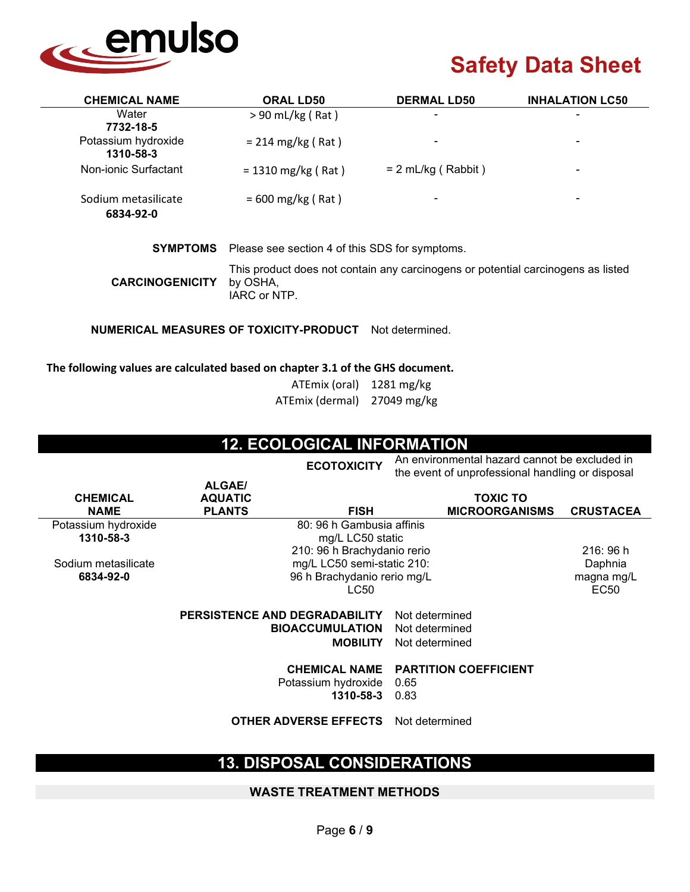| CHEMICAL NAME | ORAL LD50 | DERMAL LD50 | INHALATION LC50 |
|---|---|---|---|
| Water **7732-18-5** | > 90 mL/kg ( Rat ) | - | - |
| Potassium hydroxide **1310-58-3** | = 214 mg/kg ( Rat ) | - | - |
| Non-ionic Surfactant | = 1310 mg/kg ( Rat ) | = 2 mL/kg ( Rabbit ) | - |
| Sodium metasilicate **6834-92-0** | = 600 mg/kg ( Rat ) | - | - |

**SYMPTOMS** Please see section 4 of this SDS for symptoms.

**CARCINOGENICITY** This product does not contain any carcinogens or potential carcinogens as listed by OSHA, IARC or NTP.

**NUMERICAL MEASURES OF TOXICITY-PRODUCT** Not determined.

**The following values are calculated based on chapter 3.1 of the GHS document.**

ATEmix (oral) 1281 mg/kg
ATEmix (dermal) 27049 mg/kg

## 12. ECOLOGICAL INFORMATION

**ECOTOXICITY** An environmental hazard cannot be excluded in the event of unprofessional handling or disposal

| CHEMICAL NAME | ALGAE/ AQUATIC PLANTS | FISH | TOXIC TO MICROORGANISMS | CRUSTACEA |
|---|---|---|---|---|
| Potassium hydroxide **1310-58-3** | | 80: 96 h Gambusia affinis mg/L LC50 static | | |
| Sodium metasilicate **6834-92-0** | | 210: 96 h Brachydanio rerio mg/L LC50 semi-static 210: 96 h Brachydanio rerio mg/L LC50 | | 216: 96 h Daphnia magna mg/L EC50 |

**PERSISTENCE AND DEGRADABILITY** Not determined
**BIOACCUMULATION** Not determined
**MOBILITY** Not determined

| CHEMICAL NAME | PARTITION COEFFICIENT |
|---|---|
| Potassium hydroxide | 0.65 |
| **1310-58-3** | 0.83 |

**OTHER ADVERSE EFFECTS** Not determined

## 13. DISPOSAL CONSIDERATIONS

### WASTE TREATMENT METHODS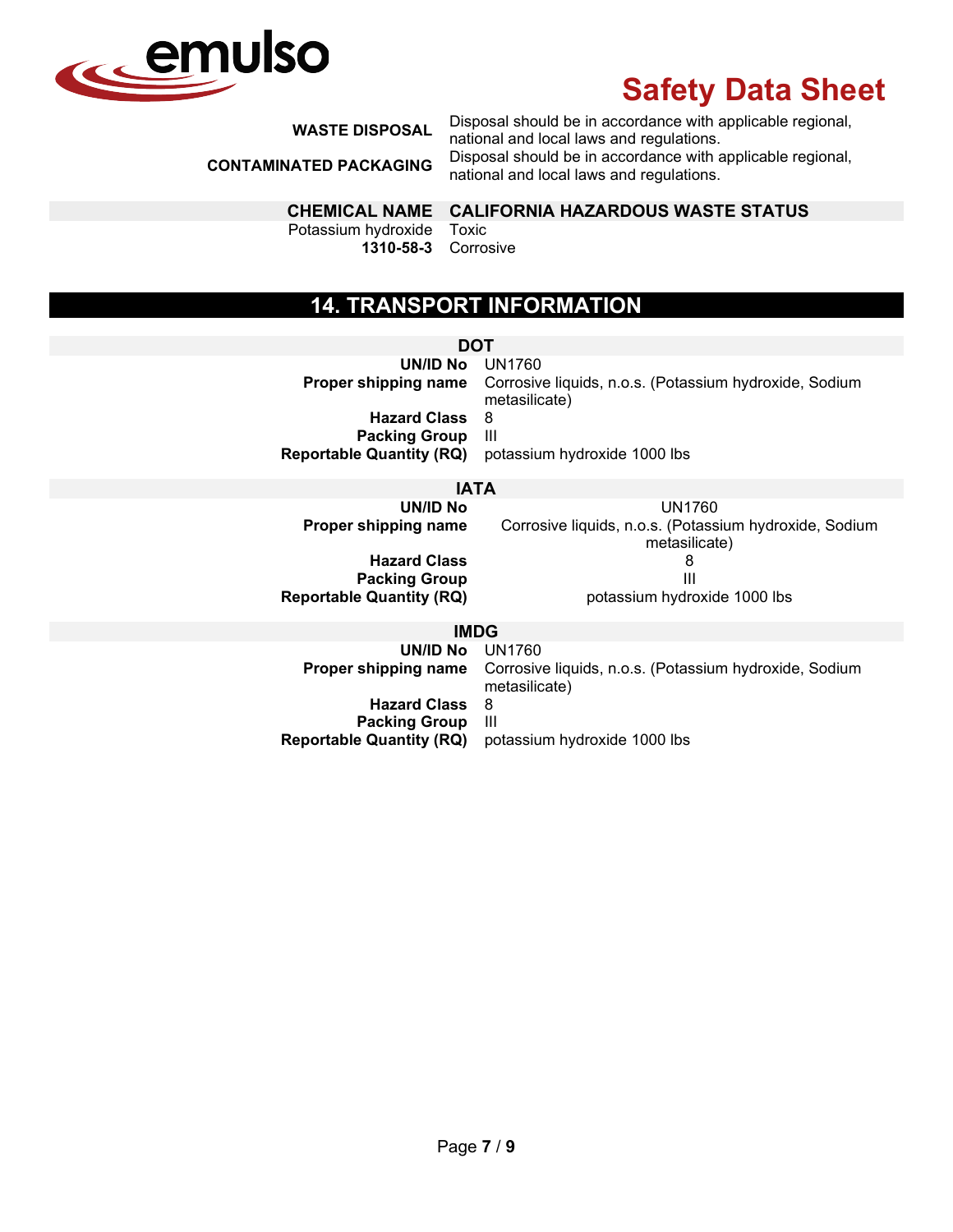| | |
|---|---|
| **WASTE DISPOSAL** | Disposal should be in accordance with applicable regional, national and local laws and regulations. |
| **CONTAMINATED PACKAGING** | Disposal should be in accordance with applicable regional, national and local laws and regulations. |

| CHEMICAL NAME | CALIFORNIA HAZARDOUS WASTE STATUS |
|---|---|
| Potassium hydroxide **1310-58-3** | Toxic Corrosive |

## 14. TRANSPORT INFORMATION

### DOT

| | |
|---|---|
| **UN/ID No** | UN1760 |
| **Proper shipping name** | Corrosive liquids, n.o.s. (Potassium hydroxide, Sodium metasilicate) |
| **Hazard Class** | 8 |
| **Packing Group** | III |
| **Reportable Quantity (RQ)** | potassium hydroxide 1000 lbs |

### IATA

| | |
|---|---|
| **UN/ID No** | UN1760 |
| **Proper shipping name** | Corrosive liquids, n.o.s. (Potassium hydroxide, Sodium metasilicate) |
| **Hazard Class** | 8 |
| **Packing Group** | III |
| **Reportable Quantity (RQ)** | potassium hydroxide 1000 lbs |

### IMDG

| | |
|---|---|
| **UN/ID No** | UN1760 |
| **Proper shipping name** | Corrosive liquids, n.o.s. (Potassium hydroxide, Sodium metasilicate) |
| **Hazard Class** | 8 |
| **Packing Group** | III |
| **Reportable Quantity (RQ)** | potassium hydroxide 1000 lbs |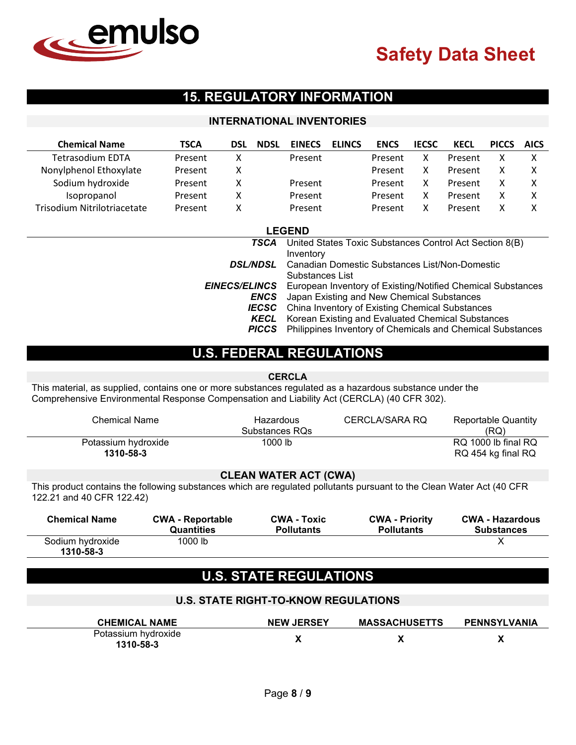## 15. REGULATORY INFORMATION

### INTERNATIONAL INVENTORIES

| Chemical Name | TSCA | DSL | NDSL | EINECS | ELINCS | ENCS | IECSC | KECL | PICCS | AICS |
|---|---|---|---|---|---|---|---|---|---|---|
| Tetrasodium EDTA | Present | X | | Present | | Present | X | Present | X | X |
| Nonylphenol Ethoxylate | Present | X | | | | Present | X | Present | X | X |
| Sodium hydroxide | Present | X | | Present | | Present | X | Present | X | X |
| Isopropanol | Present | X | | Present | | Present | X | Present | X | X |
| Trisodium Nitrilotriacetate | Present | X | | Present | | Present | X | Present | X | X |

### LEGEND

| | |
|---|---|
| ***TSCA*** | United States Toxic Substances Control Act Section 8(B) Inventory |
| ***DSL/NDSL*** | Canadian Domestic Substances List/Non-Domestic Substances List |
| ***EINECS/ELINCS*** | European Inventory of Existing/Notified Chemical Substances |
| ***ENCS*** | Japan Existing and New Chemical Substances |
| ***IECSC*** | China Inventory of Existing Chemical Substances |
| ***KECL*** | Korean Existing and Evaluated Chemical Substances |
| ***PICCS*** | Philippines Inventory of Chemicals and Chemical Substances |

## U.S. FEDERAL REGULATIONS

### CERCLA

This material, as supplied, contains one or more substances regulated as a hazardous substance under the Comprehensive Environmental Response Compensation and Liability Act (CERCLA) (40 CFR 302).

| Chemical Name | Hazardous Substances RQs | CERCLA/SARA RQ | Reportable Quantity (RQ) |
|---|---|---|---|
| Potassium hydroxide **1310-58-3** | 1000 lb | | RQ 1000 lb final RQ RQ 454 kg final RQ |

### CLEAN WATER ACT (CWA)

This product contains the following substances which are regulated pollutants pursuant to the Clean Water Act (40 CFR 122.21 and 40 CFR 122.42)

| Chemical Name | CWA - Reportable Quantities | CWA - Toxic Pollutants | CWA - Priority Pollutants | CWA - Hazardous Substances |
|---|---|---|---|---|
| Sodium hydroxide **1310-58-3** | 1000 lb | | | X |

## U.S. STATE REGULATIONS

### U.S. STATE RIGHT-TO-KNOW REGULATIONS

| CHEMICAL NAME | NEW JERSEY | MASSACHUSETTS | PENNSYLVANIA |
|---|---|---|---|
| Potassium hydroxide **1310-58-3** | X | X | X |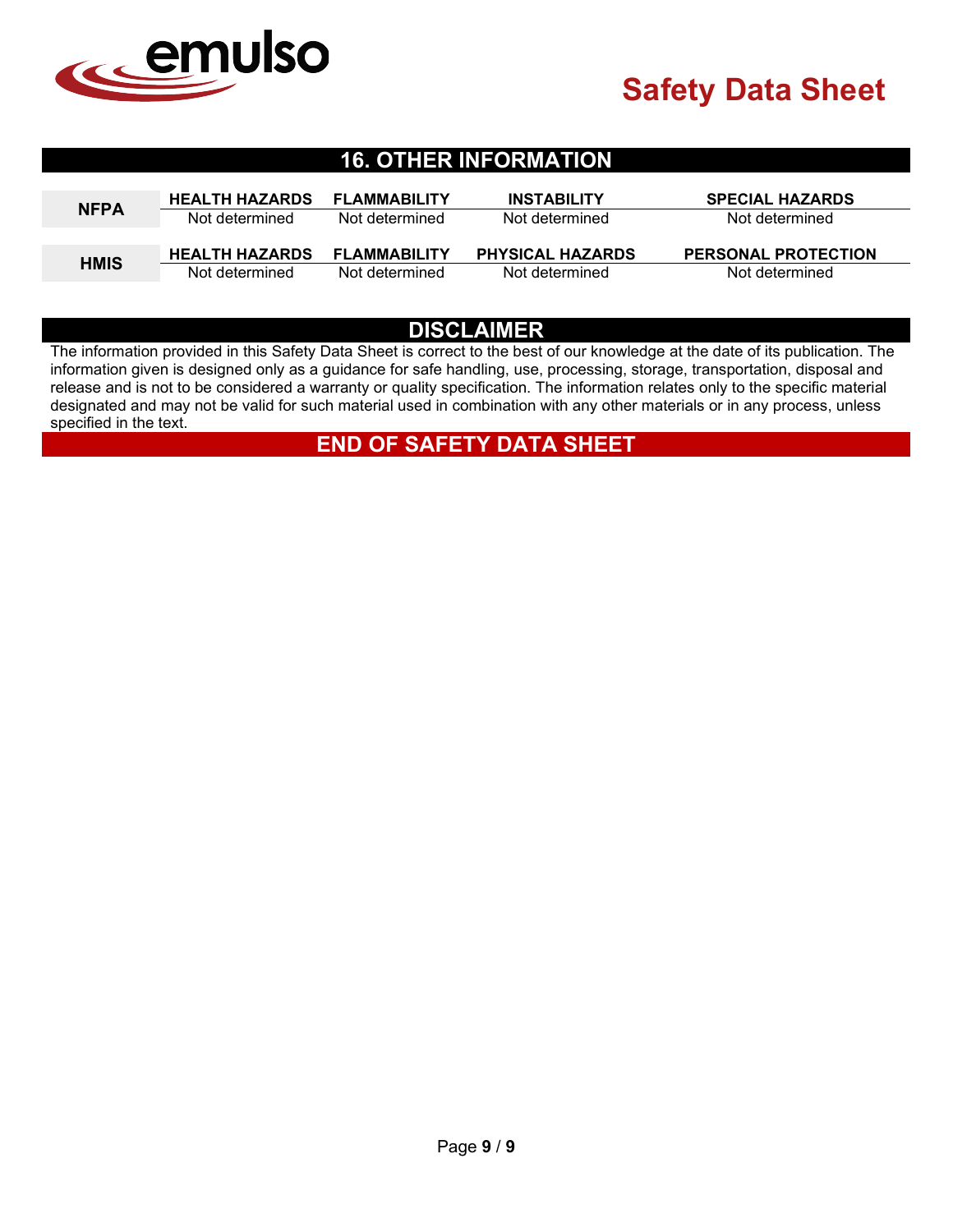## 16. OTHER INFORMATION

| | | | | |
|---|---|---|---|---|
| **NFPA** | **HEALTH HAZARDS** | **FLAMMABILITY** | **INSTABILITY** | **SPECIAL HAZARDS** |
| | Not determined | Not determined | Not determined | Not determined |
| **HMIS** | **HEALTH HAZARDS** | **FLAMMABILITY** | **PHYSICAL HAZARDS** | **PERSONAL PROTECTION** |
| | Not determined | Not determined | Not determined | Not determined |

## DISCLAIMER

The information provided in this Safety Data Sheet is correct to the best of our knowledge at the date of its publication. The information given is designed only as a guidance for safe handling, use, processing, storage, transportation, disposal and release and is not to be considered a warranty or quality specification. The information relates only to the specific material designated and may not be valid for such material used in combination with any other materials or in any process, unless specified in the text.

## END OF SAFETY DATA SHEET